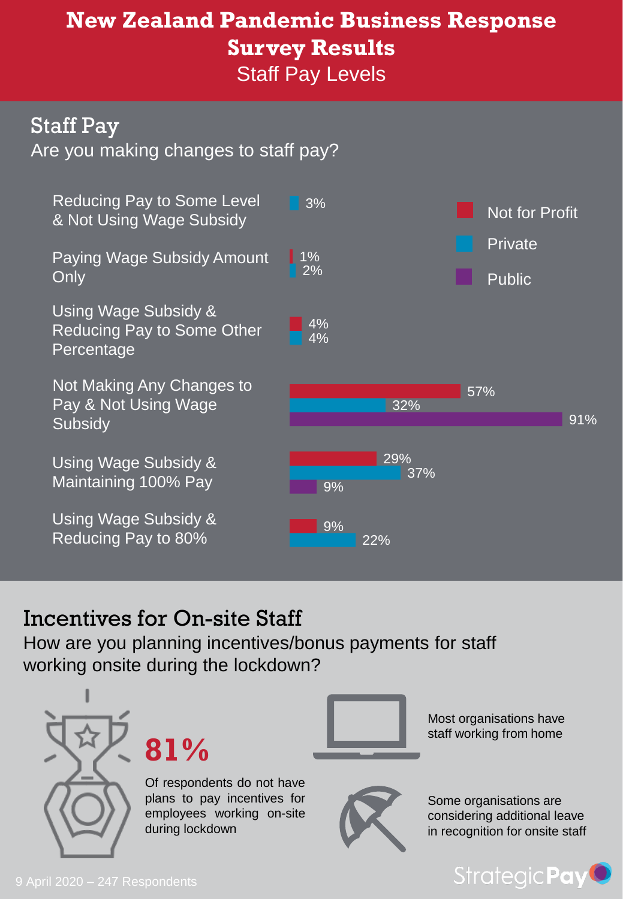# New Zealand Pandemic Business Response Survey Results

Staff Pay Levels

## Staff Pay

Are you making changes to staff pay?

| | Not for Profit | Private | Public |
|---|---|---|---|
| Reducing Pay to Some Level & Not Using Wage Subsidy | | 3% | |
| Paying Wage Subsidy Amount Only | 1% | 2% | |
| Using Wage Subsidy & Reducing Pay to Some Other Percentage | 4% | 4% | |
| Not Making Any Changes to Pay & Not Using Wage Subsidy | 57% | 32% | 91% |
| Using Wage Subsidy & Maintaining 100% Pay | 29% | 37% | 9% |
| Using Wage Subsidy & Reducing Pay to 80% | 9% | 22% | |

## Incentives for On-site Staff

How are you planning incentives/bonus payments for staff working onsite during the lockdown?

**81%**

Of respondents do not have plans to pay incentives for employees working on-site during lockdown

Most organisations have staff working from home

Some organisations are considering additional leave in recognition for onsite staff

9 April 2020 – 247 Respondents

StrategicPay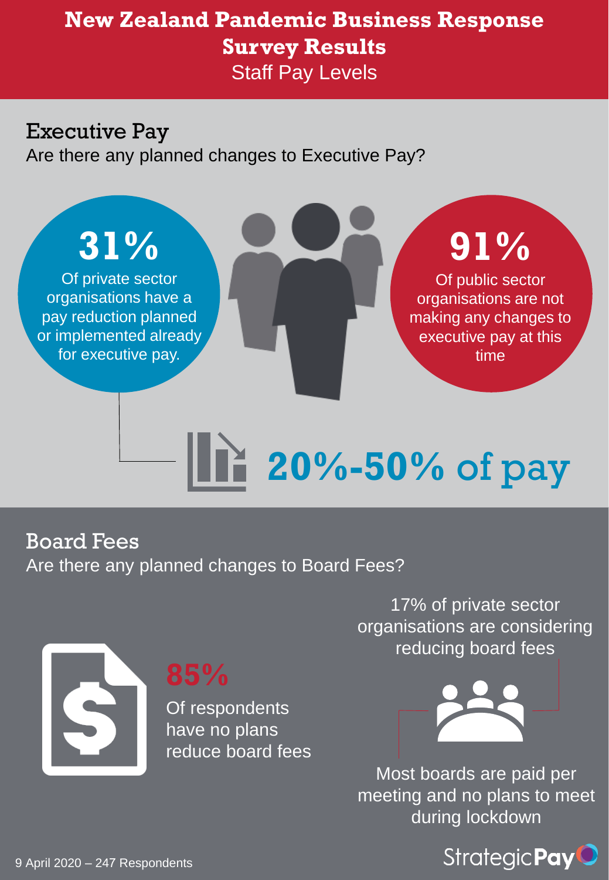# New Zealand Pandemic Business Response Survey Results

Staff Pay Levels

## Executive Pay

Are there any planned changes to Executive Pay?

**31%**

Of private sector organisations have a pay reduction planned or implemented already for executive pay.

**91%**

Of public sector organisations are not making any changes to executive pay at this time

**20%-50% of pay**

## Board Fees

Are there any planned changes to Board Fees?

**85%**

Of respondents have no plans reduce board fees

17% of private sector organisations are considering reducing board fees

Most boards are paid per meeting and no plans to meet during lockdown

9 April 2020 – 247 Respondents

StrategicPay